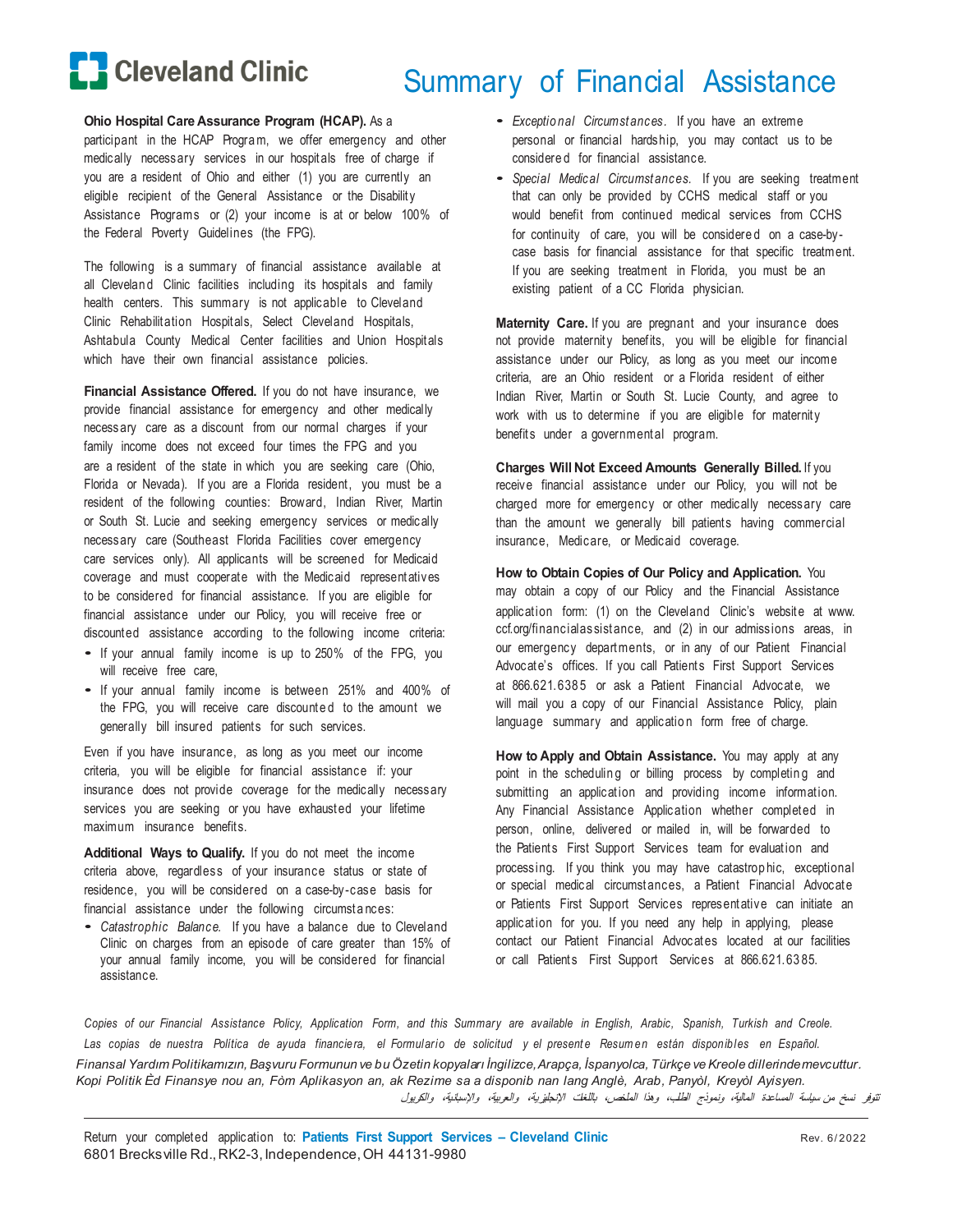Cleveland Clinic

# Summary of Financial Assistance

**Ohio Hospital Care Assurance Program (HCAP).** As a participant in the HCAP Program, we offer emergency and other medically necessary services in our hospitals free of charge if you are a resident of Ohio and either (1) you are currently an eligible recipient of the General Assistance or the Disability Assistance Programs or (2) your income is at or below 100% of the Federal Poverty Guidelines (the FPG).

The following is a summary of financial assistance available at all Cleveland Clinic facilities including its hospitals and family health centers. This summary is not applicable to Cleveland Clinic Rehabilitation Hospitals, Select Cleveland Hospitals, Ashtabula County Medical Center facilities and Union Hospitals which have their own financial assistance policies.

**Financial Assistance Offered.** If you do not have insurance, we provide financial assistance for emergency and other medically necessary care as a discount from our normal charges if your family income does not exceed four times the FPG and you are a resident of the state in which you are seeking care (Ohio, Florida or Nevada). If you are a Florida resident, you must be a resident of the following counties: Broward, Indian River, Martin or South St. Lucie and seeking emergency services or medically necessary care (Southeast Florida Facilities cover emergency care services only). All applicants will be screened for Medicaid coverage and must cooperate with the Medicaid representatives to be considered for financial assistance. If you are eligible for financial assistance under our Policy, you will receive free or discounted assistance according to the following income criteria:

- If your annual family income is up to 250% of the FPG, you will receive free care,
- If your annual family income is between 251% and 400% of the FPG, you will receive care discounted to the amount we generally bill insured patients for such services.

Even if you have insurance, as long as you meet our income criteria, you will be eligible for financial assistance if: your insurance does not provide coverage for the medically necessary services you are seeking or you have exhausted your lifetime maximum insurance benefits.

**Additional Ways to Qualify.** If you do not meet the income criteria above, regardless of your insurance status or state of residence, you will be considered on a case-by-case basis for financial assistance under the following circumstances:

- *Catastrophic Balance.* If you have a balance due to Cleveland Clinic on charges from an episode of care greater than 15% of your annual family income, you will be considered for financial assistance.
- *Exceptional Circumstances.* If you have an extreme personal or financial hardship, you may contact us to be considered for financial assistance.
- *Special Medical Circumstances.* If you are seeking treatment that can only be provided by CCHS medical staff or you would benefit from continued medical services from CCHS for continuity of care, you will be considered on a case-by-case basis for financial assistance for that specific treatment. If you are seeking treatment in Florida, you must be an existing patient of a CC Florida physician.

**Maternity Care.** If you are pregnant and your insurance does not provide maternity benefits, you will be eligible for financial assistance under our Policy, as long as you meet our income criteria, are an Ohio resident or a Florida resident of either Indian River, Martin or South St. Lucie County, and agree to work with us to determine if you are eligible for maternity benefits under a governmental program.

**Charges Will Not Exceed Amounts Generally Billed.** If you receive financial assistance under our Policy, you will not be charged more for emergency or other medically necessary care than the amount we generally bill patients having commercial insurance, Medicare, or Medicaid coverage.

**How to Obtain Copies of Our Policy and Application.** You may obtain a copy of our Policy and the Financial Assistance application form: (1) on the Cleveland Clinic's website at www.ccf.org/financialassistance, and (2) in our admissions areas, in our emergency departments, or in any of our Patient Financial Advocate's offices. If you call Patients First Support Services at 866.621.6385 or ask a Patient Financial Advocate, we will mail you a copy of our Financial Assistance Policy, plain language summary and application form free of charge.

**How to Apply and Obtain Assistance.** You may apply at any point in the scheduling or billing process by completing and submitting an application and providing income information. Any Financial Assistance Application whether completed in person, online, delivered or mailed in, will be forwarded to the Patients First Support Services team for evaluation and processing. If you think you may have catastrophic, exceptional or special medical circumstances, a Patient Financial Advocate or Patients First Support Services representative can initiate an application for you. If you need any help in applying, please contact our Patient Financial Advocates located at our facilities or call Patients First Support Services at 866.621.6385.

*Copies of our Financial Assistance Policy, Application Form, and this Summary are available in English, Arabic, Spanish, Turkish and Creole.*
*Las copias de nuestra Política de ayuda financiera, el Formulario de solicitud y el presente Resumen están disponibles en Español.*
*Finansal Yardım Politikamızın, Başvuru Formunun ve bu Özetin kopyaları İngilizce, Arapça, İspanyolca, Türkçe ve Kreole dillerinde mevcuttur.*
*Kopi Politik Èd Finansye nou an, Fòm Aplikasyon an, ak Rezime sa a disponib nan lang Anglè, Arab, Panyòl, Kreyòl Ayisyen.*
*تتوفر نسخ من سياسة المساعدة المالية، ونموذج الطلب، وهذا الملخص، باللغات الإنجليزية، والعربية، والإسبانية، والكريول*

Return your completed application to: **Patients First Support Services – Cleveland Clinic**
6801 Brecksville Rd., RK2-3, Independence, OH 44131-9980

Rev. 6/2022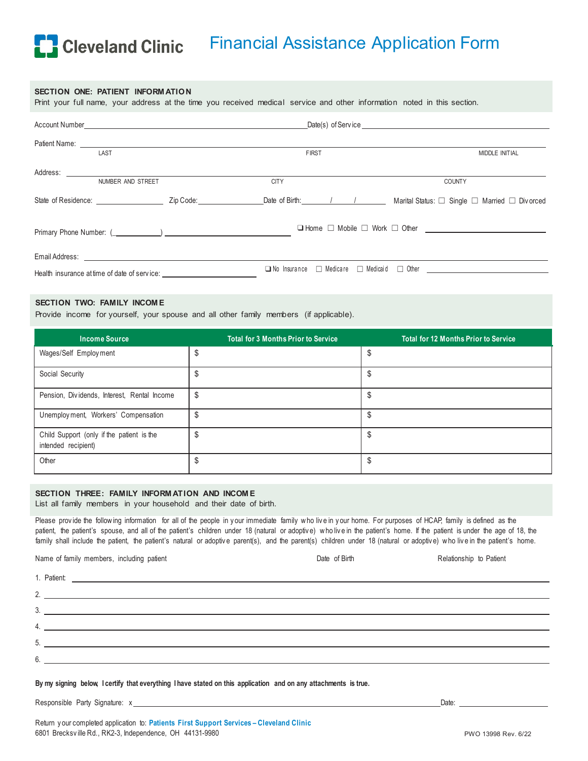# Cleveland Clinic Financial Assistance Application Form

## SECTION ONE: PATIENT INFORMATION

Print your full name, your address at the time you received medical service and other information noted in this section.

Account Number ______________________ Date(s) of Service ______________________

Patient Name: ______________________
LAST FIRST MIDDLE INITIAL

Address: ______________________
NUMBER AND STREET CITY COUNTY

State of Residence: __________ Zip Code: __________ Date of Birth: ____/____/____ Marital Status: ☐ Single ☐ Married ☐ Divorced

Primary Phone Number: (__________) ______________ ☐ Home ☐ Mobile ☐ Work ☐ Other ______________

Email Address: ______________________

Health insurance at time of date of service: ______________ ☐ No Insurance ☐ Medicare ☐ Medicaid ☐ Other ______________

## SECTION TWO: FAMILY INCOME

Provide income for yourself, your spouse and all other family members (if applicable).

| Income Source | Total for 3 Months Prior to Service | Total for 12 Months Prior to Service |
|---|---|---|
| Wages/Self Employment | $ | $ |
| Social Security | $ | $ |
| Pension, Dividends, Interest, Rental Income | $ | $ |
| Unemployment, Workers' Compensation | $ | $ |
| Child Support (only if the patient is the intended recipient) | $ | $ |
| Other | $ | $ |

## SECTION THREE: FAMILY INFORMATION AND INCOME

List all family members in your household and their date of birth.

Please provide the following information for all of the people in your immediate family who live in your home. For purposes of HCAP, family is defined as the patient, the patient's spouse, and all of the patient's children under 18 (natural or adoptive) who live in the patient's home. If the patient is under the age of 18, the family shall include the patient, the patient's natural or adoptive parent(s), and the parent(s) children under 18 (natural or adoptive) who live in the patient's home.

| Name of family members, including patient | Date of Birth | Relationship to Patient |
|---|---|---|
| 1. Patient: | | |
| 2. | | |
| 3. | | |
| 4. | | |
| 5. | | |
| 6. | | |

**By my signing below, I certify that everything I have stated on this application and on any attachments is true.**

Responsible Party Signature: x ______________________ Date: ______________

Return your completed application to: **Patients First Support Services – Cleveland Clinic**
6801 Brecksville Rd., RK2-3, Independence, OH 44131-9980

PWO 13998 Rev. 6/22